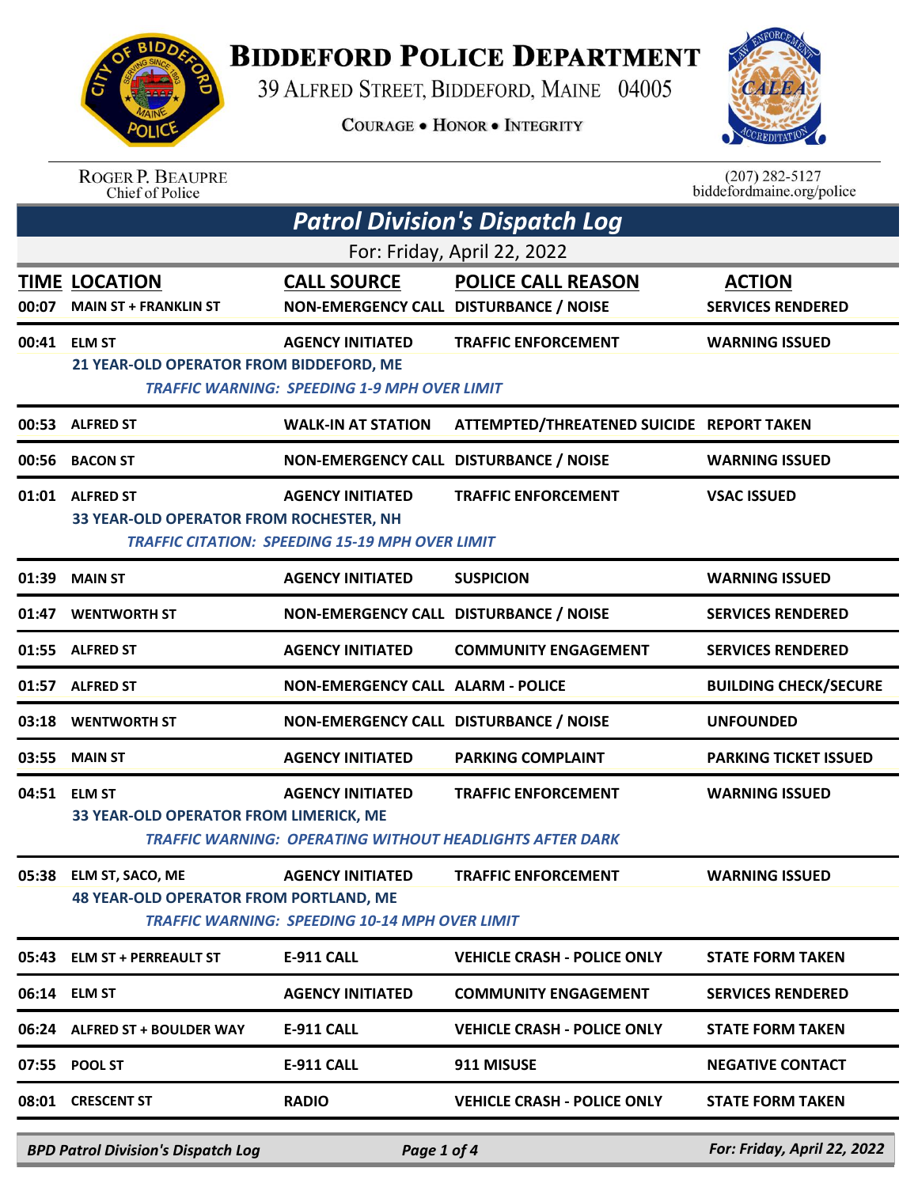# Biddeford Police Department

39 Alfred Street, Biddeford, Maine 04005

Courage • Honor • Integrity

Roger P. Beaupre
Chief of Police

(207) 282-5127
biddefordmaine.org/police

## Patrol Division's Dispatch Log

For: Friday, April 22, 2022

| TIME | LOCATION | CALL SOURCE | POLICE CALL REASON | ACTION |
|---|---|---|---|---|
| 00:07 | MAIN ST + FRANKLIN ST | NON-EMERGENCY CALL | DISTURBANCE / NOISE | SERVICES RENDERED |
| 00:41 | ELM ST | AGENCY INITIATED | TRAFFIC ENFORCEMENT | WARNING ISSUED |
| | 21 YEAR-OLD OPERATOR FROM BIDDEFORD, ME<br>*TRAFFIC WARNING: SPEEDING 1-9 MPH OVER LIMIT* | | | |
| 00:53 | ALFRED ST | WALK-IN AT STATION | ATTEMPTED/THREATENED SUICIDE | REPORT TAKEN |
| 00:56 | BACON ST | NON-EMERGENCY CALL | DISTURBANCE / NOISE | WARNING ISSUED |
| 01:01 | ALFRED ST | AGENCY INITIATED | TRAFFIC ENFORCEMENT | VSAC ISSUED |
| | 33 YEAR-OLD OPERATOR FROM ROCHESTER, NH<br>*TRAFFIC CITATION: SPEEDING 15-19 MPH OVER LIMIT* | | | |
| 01:39 | MAIN ST | AGENCY INITIATED | SUSPICION | WARNING ISSUED |
| 01:47 | WENTWORTH ST | NON-EMERGENCY CALL | DISTURBANCE / NOISE | SERVICES RENDERED |
| 01:55 | ALFRED ST | AGENCY INITIATED | COMMUNITY ENGAGEMENT | SERVICES RENDERED |
| 01:57 | ALFRED ST | NON-EMERGENCY CALL | ALARM - POLICE | BUILDING CHECK/SECURE |
| 03:18 | WENTWORTH ST | NON-EMERGENCY CALL | DISTURBANCE / NOISE | UNFOUNDED |
| 03:55 | MAIN ST | AGENCY INITIATED | PARKING COMPLAINT | PARKING TICKET ISSUED |
| 04:51 | ELM ST | AGENCY INITIATED | TRAFFIC ENFORCEMENT | WARNING ISSUED |
| | 33 YEAR-OLD OPERATOR FROM LIMERICK, ME<br>*TRAFFIC WARNING: OPERATING WITHOUT HEADLIGHTS AFTER DARK* | | | |
| 05:38 | ELM ST, SACO, ME | AGENCY INITIATED | TRAFFIC ENFORCEMENT | WARNING ISSUED |
| | 48 YEAR-OLD OPERATOR FROM PORTLAND, ME<br>*TRAFFIC WARNING: SPEEDING 10-14 MPH OVER LIMIT* | | | |
| 05:43 | ELM ST + PERREAULT ST | E-911 CALL | VEHICLE CRASH - POLICE ONLY | STATE FORM TAKEN |
| 06:14 | ELM ST | AGENCY INITIATED | COMMUNITY ENGAGEMENT | SERVICES RENDERED |
| 06:24 | ALFRED ST + BOULDER WAY | E-911 CALL | VEHICLE CRASH - POLICE ONLY | STATE FORM TAKEN |
| 07:55 | POOL ST | E-911 CALL | 911 MISUSE | NEGATIVE CONTACT |
| 08:01 | CRESCENT ST | RADIO | VEHICLE CRASH - POLICE ONLY | STATE FORM TAKEN |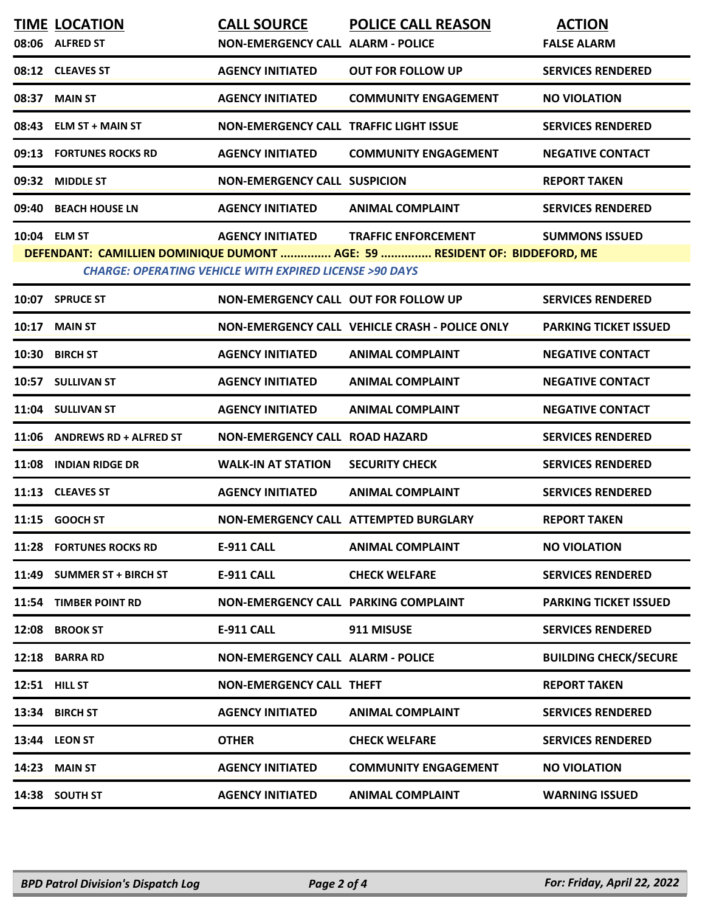| TIME | LOCATION | CALL SOURCE | POLICE CALL REASON | ACTION |
|---|---|---|---|---|
| 08:06 | ALFRED ST | NON-EMERGENCY CALL | ALARM - POLICE | FALSE ALARM |
| 08:12 | CLEAVES ST | AGENCY INITIATED | OUT FOR FOLLOW UP | SERVICES RENDERED |
| 08:37 | MAIN ST | AGENCY INITIATED | COMMUNITY ENGAGEMENT | NO VIOLATION |
| 08:43 | ELM ST + MAIN ST | NON-EMERGENCY CALL | TRAFFIC LIGHT ISSUE | SERVICES RENDERED |
| 09:13 | FORTUNES ROCKS RD | AGENCY INITIATED | COMMUNITY ENGAGEMENT | NEGATIVE CONTACT |
| 09:32 | MIDDLE ST | NON-EMERGENCY CALL | SUSPICION | REPORT TAKEN |
| 09:40 | BEACH HOUSE LN | AGENCY INITIATED | ANIMAL COMPLAINT | SERVICES RENDERED |
| 10:04 | ELM ST | AGENCY INITIATED | TRAFFIC ENFORCEMENT | SUMMONS ISSUED |
| | DEFENDANT: CAMILLIEN DOMINIQUE DUMONT ............... AGE: 59 ............... RESIDENT OF: BIDDEFORD, ME | | | |
| | CHARGE: OPERATING VEHICLE WITH EXPIRED LICENSE >90 DAYS | | | |
| 10:07 | SPRUCE ST | NON-EMERGENCY CALL | OUT FOR FOLLOW UP | SERVICES RENDERED |
| 10:17 | MAIN ST | NON-EMERGENCY CALL | VEHICLE CRASH - POLICE ONLY | PARKING TICKET ISSUED |
| 10:30 | BIRCH ST | AGENCY INITIATED | ANIMAL COMPLAINT | NEGATIVE CONTACT |
| 10:57 | SULLIVAN ST | AGENCY INITIATED | ANIMAL COMPLAINT | NEGATIVE CONTACT |
| 11:04 | SULLIVAN ST | AGENCY INITIATED | ANIMAL COMPLAINT | NEGATIVE CONTACT |
| 11:06 | ANDREWS RD + ALFRED ST | NON-EMERGENCY CALL | ROAD HAZARD | SERVICES RENDERED |
| 11:08 | INDIAN RIDGE DR | WALK-IN AT STATION | SECURITY CHECK | SERVICES RENDERED |
| 11:13 | CLEAVES ST | AGENCY INITIATED | ANIMAL COMPLAINT | SERVICES RENDERED |
| 11:15 | GOOCH ST | NON-EMERGENCY CALL | ATTEMPTED BURGLARY | REPORT TAKEN |
| 11:28 | FORTUNES ROCKS RD | E-911 CALL | ANIMAL COMPLAINT | NO VIOLATION |
| 11:49 | SUMMER ST + BIRCH ST | E-911 CALL | CHECK WELFARE | SERVICES RENDERED |
| 11:54 | TIMBER POINT RD | NON-EMERGENCY CALL | PARKING COMPLAINT | PARKING TICKET ISSUED |
| 12:08 | BROOK ST | E-911 CALL | 911 MISUSE | SERVICES RENDERED |
| 12:18 | BARRA RD | NON-EMERGENCY CALL | ALARM - POLICE | BUILDING CHECK/SECURE |
| 12:51 | HILL ST | NON-EMERGENCY CALL | THEFT | REPORT TAKEN |
| 13:34 | BIRCH ST | AGENCY INITIATED | ANIMAL COMPLAINT | SERVICES RENDERED |
| 13:44 | LEON ST | OTHER | CHECK WELFARE | SERVICES RENDERED |
| 14:23 | MAIN ST | AGENCY INITIATED | COMMUNITY ENGAGEMENT | NO VIOLATION |
| 14:38 | SOUTH ST | AGENCY INITIATED | ANIMAL COMPLAINT | WARNING ISSUED |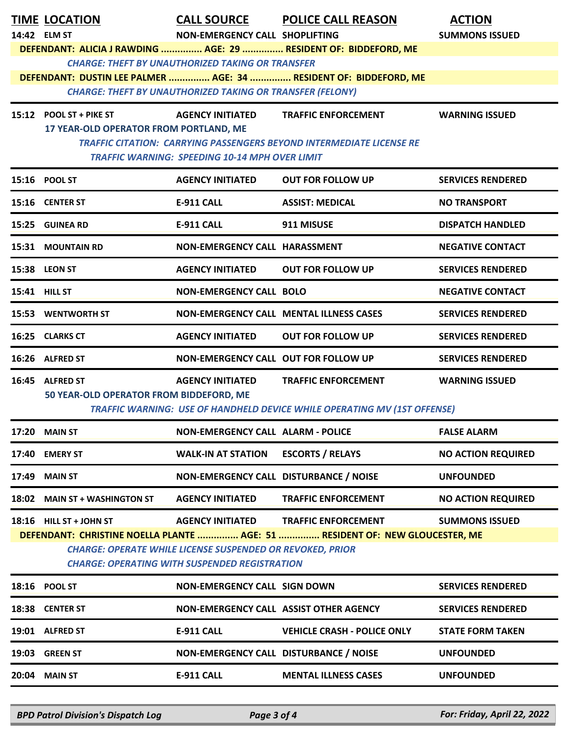| TIME | LOCATION | CALL SOURCE | POLICE CALL REASON | ACTION |
|---|---|---|---|---|
| 14:42 | ELM ST | NON-EMERGENCY CALL | SHOPLIFTING | SUMMONS ISSUED |
| | DEFENDANT: ALICIA J RAWDING ............... AGE: 29 ............... RESIDENT OF: BIDDEFORD, ME | | | |
| | CHARGE: THEFT BY UNAUTHORIZED TAKING OR TRANSFER | | | |
| | DEFENDANT: DUSTIN LEE PALMER ............... AGE: 34 ............... RESIDENT OF: BIDDEFORD, ME | | | |
| | CHARGE: THEFT BY UNAUTHORIZED TAKING OR TRANSFER (FELONY) | | | |
| 15:12 | POOL ST + PIKE ST | AGENCY INITIATED | TRAFFIC ENFORCEMENT | WARNING ISSUED |
| | 17 YEAR-OLD OPERATOR FROM PORTLAND, ME | | | |
| | TRAFFIC CITATION: CARRYING PASSENGERS BEYOND INTERMEDIATE LICENSE RE | | | |
| | TRAFFIC WARNING: SPEEDING 10-14 MPH OVER LIMIT | | | |
| 15:16 | POOL ST | AGENCY INITIATED | OUT FOR FOLLOW UP | SERVICES RENDERED |
| 15:16 | CENTER ST | E-911 CALL | ASSIST: MEDICAL | NO TRANSPORT |
| 15:25 | GUINEA RD | E-911 CALL | 911 MISUSE | DISPATCH HANDLED |
| 15:31 | MOUNTAIN RD | NON-EMERGENCY CALL | HARASSMENT | NEGATIVE CONTACT |
| 15:38 | LEON ST | AGENCY INITIATED | OUT FOR FOLLOW UP | SERVICES RENDERED |
| 15:41 | HILL ST | NON-EMERGENCY CALL | BOLO | NEGATIVE CONTACT |
| 15:53 | WENTWORTH ST | NON-EMERGENCY CALL | MENTAL ILLNESS CASES | SERVICES RENDERED |
| 16:25 | CLARKS CT | AGENCY INITIATED | OUT FOR FOLLOW UP | SERVICES RENDERED |
| 16:26 | ALFRED ST | NON-EMERGENCY CALL | OUT FOR FOLLOW UP | SERVICES RENDERED |
| 16:45 | ALFRED ST | AGENCY INITIATED | TRAFFIC ENFORCEMENT | WARNING ISSUED |
| | 50 YEAR-OLD OPERATOR FROM BIDDEFORD, ME | | | |
| | TRAFFIC WARNING: USE OF HANDHELD DEVICE WHILE OPERATING MV (1ST OFFENSE) | | | |
| 17:20 | MAIN ST | NON-EMERGENCY CALL | ALARM - POLICE | FALSE ALARM |
| 17:40 | EMERY ST | WALK-IN AT STATION | ESCORTS / RELAYS | NO ACTION REQUIRED |
| 17:49 | MAIN ST | NON-EMERGENCY CALL | DISTURBANCE / NOISE | UNFOUNDED |
| 18:02 | MAIN ST + WASHINGTON ST | AGENCY INITIATED | TRAFFIC ENFORCEMENT | NO ACTION REQUIRED |
| 18:16 | HILL ST + JOHN ST | AGENCY INITIATED | TRAFFIC ENFORCEMENT | SUMMONS ISSUED |
| | DEFENDANT: CHRISTINE NOELLA PLANTE ............... AGE: 51 ............... RESIDENT OF: NEW GLOUCESTER, ME | | | |
| | CHARGE: OPERATE WHILE LICENSE SUSPENDED OR REVOKED, PRIOR | | | |
| | CHARGE: OPERATING WITH SUSPENDED REGISTRATION | | | |
| 18:16 | POOL ST | NON-EMERGENCY CALL | SIGN DOWN | SERVICES RENDERED |
| 18:38 | CENTER ST | NON-EMERGENCY CALL | ASSIST OTHER AGENCY | SERVICES RENDERED |
| 19:01 | ALFRED ST | E-911 CALL | VEHICLE CRASH - POLICE ONLY | STATE FORM TAKEN |
| 19:03 | GREEN ST | NON-EMERGENCY CALL | DISTURBANCE / NOISE | UNFOUNDED |
| 20:04 | MAIN ST | E-911 CALL | MENTAL ILLNESS CASES | UNFOUNDED |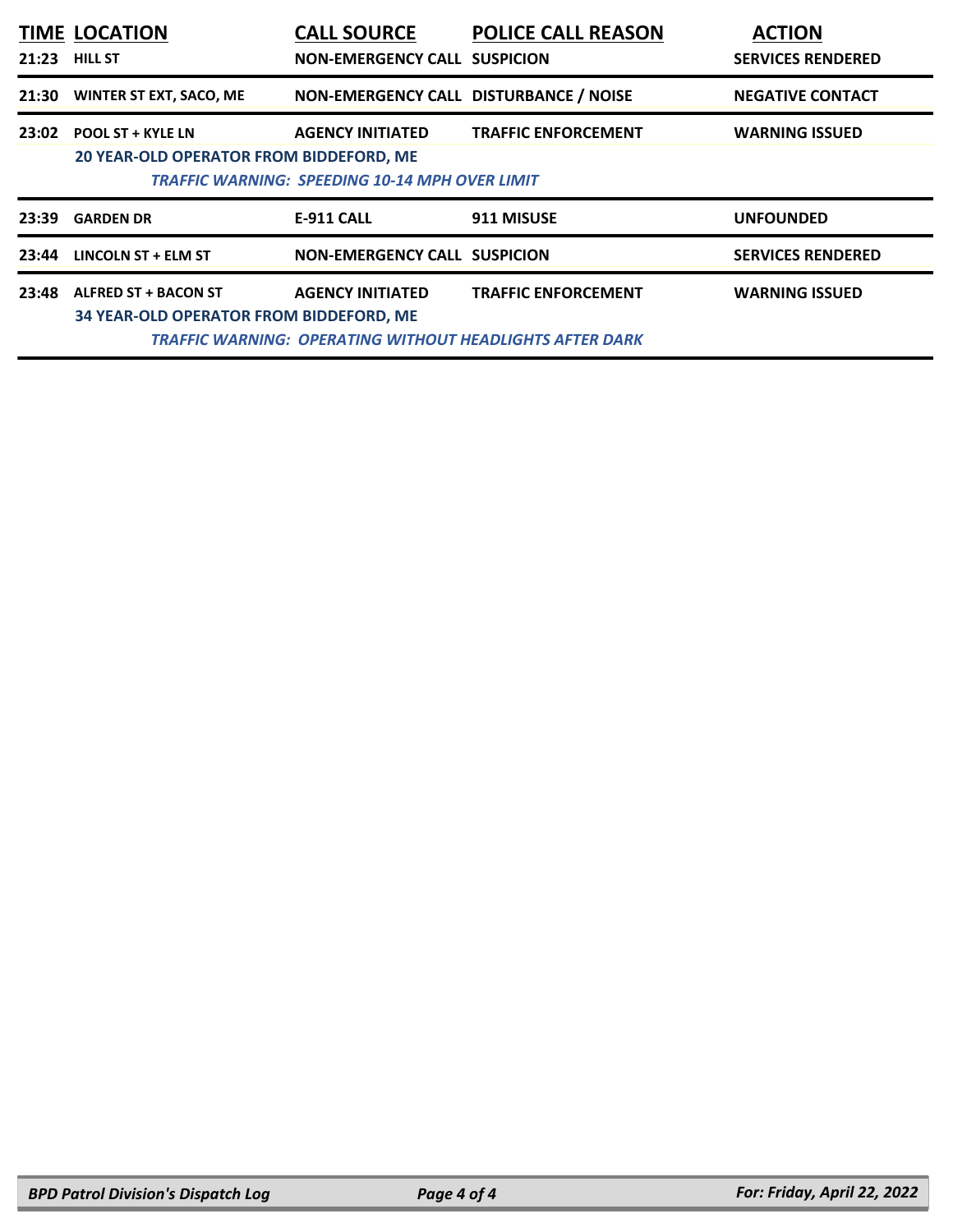| TIME | LOCATION | CALL SOURCE | POLICE CALL REASON | ACTION |
|---|---|---|---|---|
| 21:23 | HILL ST | NON-EMERGENCY CALL | SUSPICION | SERVICES RENDERED |
| 21:30 | WINTER ST EXT, SACO, ME | NON-EMERGENCY CALL | DISTURBANCE / NOISE | NEGATIVE CONTACT |
| 23:02 | POOL ST + KYLE LN | AGENCY INITIATED | TRAFFIC ENFORCEMENT | WARNING ISSUED |
| | **20 YEAR-OLD OPERATOR FROM BIDDEFORD, ME** | | | |
| | *TRAFFIC WARNING: SPEEDING 10-14 MPH OVER LIMIT* | | | |
| 23:39 | GARDEN DR | E-911 CALL | 911 MISUSE | UNFOUNDED |
| 23:44 | LINCOLN ST + ELM ST | NON-EMERGENCY CALL | SUSPICION | SERVICES RENDERED |
| 23:48 | ALFRED ST + BACON ST | AGENCY INITIATED | TRAFFIC ENFORCEMENT | WARNING ISSUED |
| | **34 YEAR-OLD OPERATOR FROM BIDDEFORD, ME** | | | |
| | *TRAFFIC WARNING: OPERATING WITHOUT HEADLIGHTS AFTER DARK* | | | |